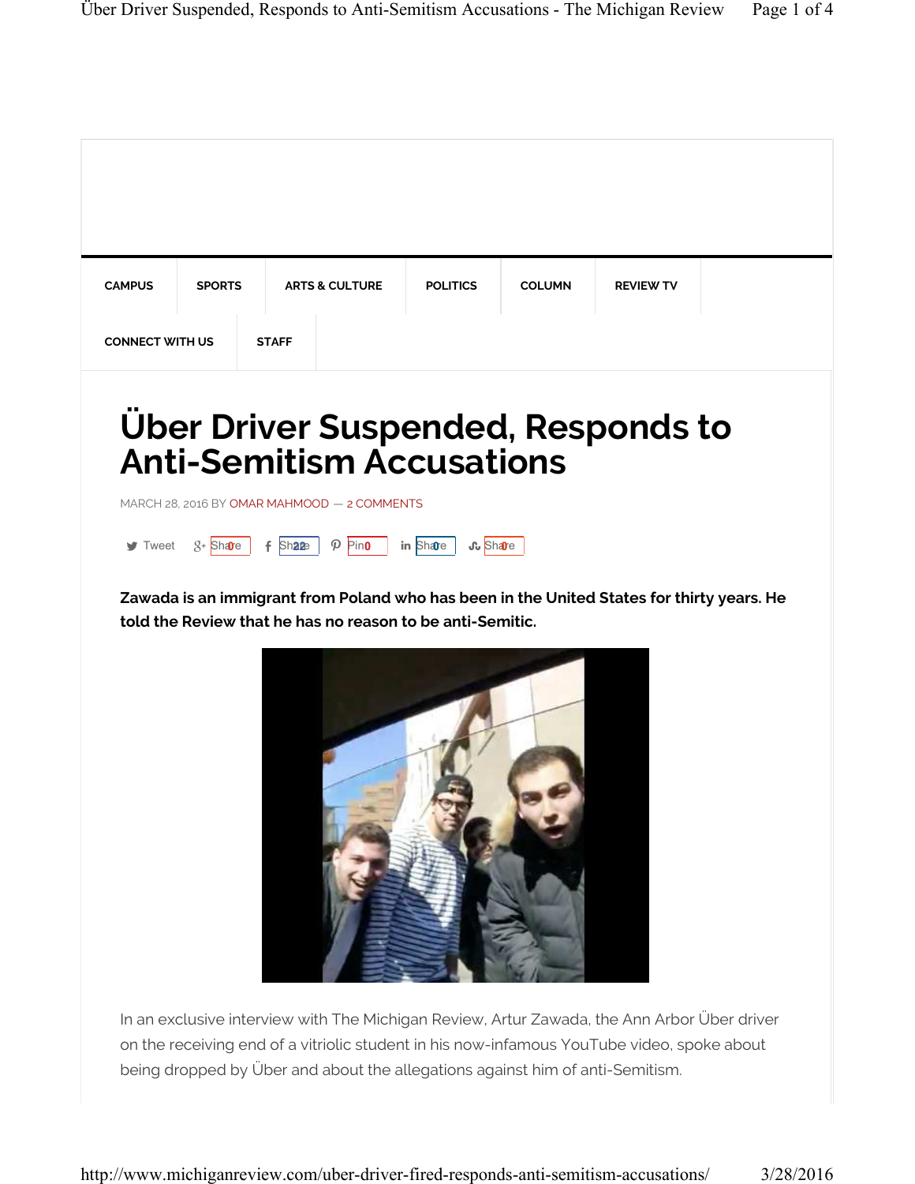CAMPUS | SPORTS | ARTS & CULTURE | POLITICS | COLUMN | REVIEW TV

CONNECT WITH US | STAFF

# Über Driver Suspended, Responds to Anti-Semitism Accusations

MARCH 28, 2016 BY OMAR MAHMOOD — 2 COMMENTS

Tweet | Share 0 | Share 22 | Pin 0 | Share 0 | Share 0

**Zawada is an immigrant from Poland who has been in the United States for thirty years. He told the Review that he has no reason to be anti-Semitic.**

In an exclusive interview with The Michigan Review, Artur Zawada, the Ann Arbor Über driver on the receiving end of a vitriolic student in his now-infamous YouTube video, spoke about being dropped by Über and about the allegations against him of anti-Semitism.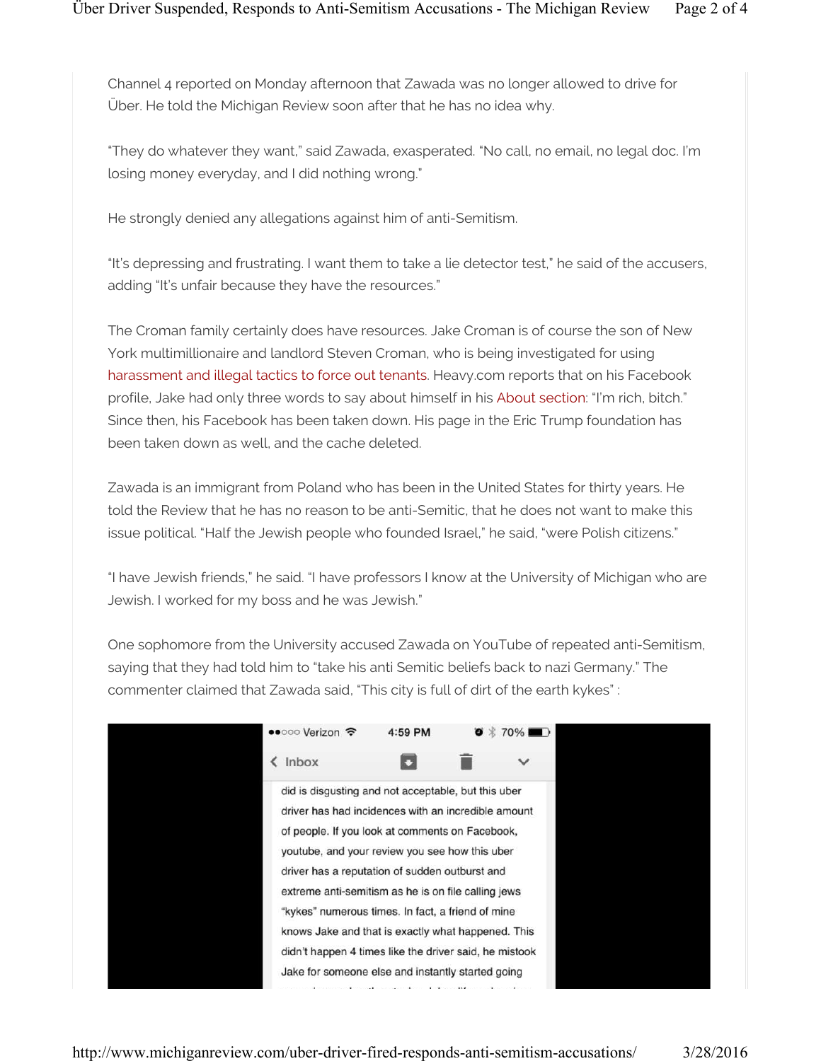Channel 4 reported on Monday afternoon that Zawada was no longer allowed to drive for Über. He told the Michigan Review soon after that he has no idea why.

"They do whatever they want," said Zawada, exasperated. "No call, no email, no legal doc. I'm losing money everyday, and I did nothing wrong."

He strongly denied any allegations against him of anti-Semitism.

"It's depressing and frustrating. I want them to take a lie detector test," he said of the accusers, adding "It's unfair because they have the resources."

The Croman family certainly does have resources. Jake Croman is of course the son of New York multimillionaire and landlord Steven Croman, who is being investigated for using harassment and illegal tactics to force out tenants. Heavy.com reports that on his Facebook profile, Jake had only three words to say about himself in his About section: "I'm rich, bitch." Since then, his Facebook has been taken down. His page in the Eric Trump foundation has been taken down as well, and the cache deleted.

Zawada is an immigrant from Poland who has been in the United States for thirty years. He told the Review that he has no reason to be anti-Semitic, that he does not want to make this issue political. "Half the Jewish people who founded Israel," he said, "were Polish citizens."

"I have Jewish friends," he said. "I have professors I know at the University of Michigan who are Jewish. I worked for my boss and he was Jewish."

One sophomore from the University accused Zawada on YouTube of repeated anti-Semitism, saying that they had told him to "take his anti Semitic beliefs back to nazi Germany." The commenter claimed that Zawada said, "This city is full of dirt of the earth kykes" :

●●○○○ Verizon 4:59 PM 70%

Inbox

did is disgusting and not acceptable, but this uber driver has had incidences with an incredible amount of people. If you look at comments on Facebook, youtube, and your review you see how this uber driver has a reputation of sudden outburst and extreme anti-semitism as he is on file calling jews "kykes" numerous times. In fact, a friend of mine knows Jake and that is exactly what happened. This didn't happen 4 times like the driver said, he mistook Jake for someone else and instantly started going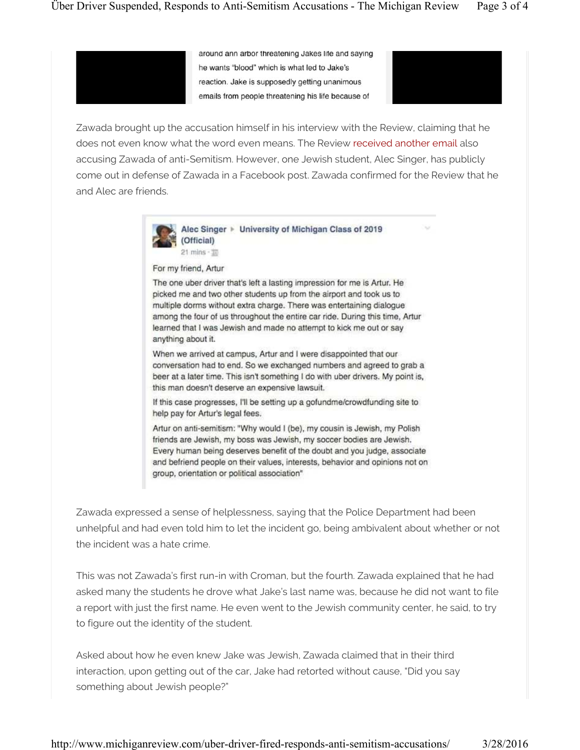around ann arbor threatening Jakes life and saying he wants "blood" which is what led to Jake's reaction. Jake is supposedly getting unanimous emails from people threatening his life because of

Zawada brought up the accusation himself in his interview with the Review, claiming that he does not even know what the word even means. The Review received another email also accusing Zawada of anti-Semitism. However, one Jewish student, Alec Singer, has publicly come out in defense of Zawada in a Facebook post. Zawada confirmed for the Review that he and Alec are friends.

> **Alec Singer** ▸ **University of Michigan Class of 2019 (Official)**
> 21 mins
>
> For my friend, Artur
>
> The one uber driver that's left a lasting impression for me is Artur. He picked me and two other students up from the airport and took us to multiple dorms without extra charge. There was entertaining dialogue among the four of us throughout the entire car ride. During this time, Artur learned that I was Jewish and made no attempt to kick me out or say anything about it.
>
> When we arrived at campus, Artur and I were disappointed that our conversation had to end. So we exchanged numbers and agreed to grab a beer at a later time. This isn't something I do with uber drivers. My point is, this man doesn't deserve an expensive lawsuit.
>
> If this case progresses, I'll be setting up a gofundme/crowdfunding site to help pay for Artur's legal fees.
>
> Artur on anti-semitism: "Why would I (be), my cousin is Jewish, my Polish friends are Jewish, my boss was Jewish, my soccer bodies are Jewish. Every human being deserves benefit of the doubt and you judge, associate and befriend people on their values, interests, behavior and opinions not on group, orientation or political association"

Zawada expressed a sense of helplessness, saying that the Police Department had been unhelpful and had even told him to let the incident go, being ambivalent about whether or not the incident was a hate crime.

This was not Zawada's first run-in with Croman, but the fourth. Zawada explained that he had asked many the students he drove what Jake's last name was, because he did not want to file a report with just the first name. He even went to the Jewish community center, he said, to try to figure out the identity of the student.

Asked about how he even knew Jake was Jewish, Zawada claimed that in their third interaction, upon getting out of the car, Jake had retorted without cause, "Did you say something about Jewish people?"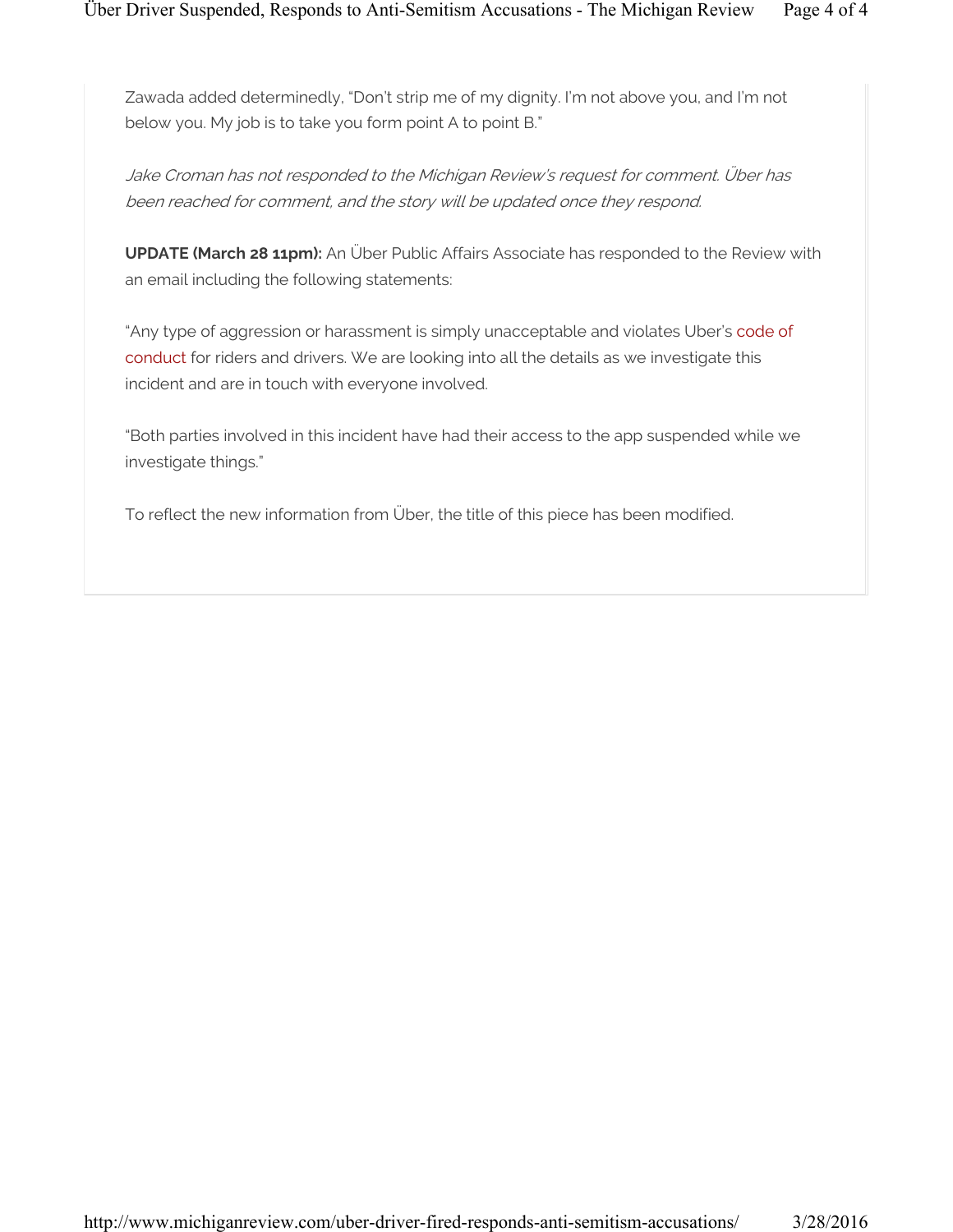Zawada added determinedly, "Don't strip me of my dignity. I'm not above you, and I'm not below you. My job is to take you form point A to point B."

*Jake Croman has not responded to the Michigan Review's request for comment. Über has been reached for comment, and the story will be updated once they respond.*

**UPDATE (March 28 11pm):** An Über Public Affairs Associate has responded to the Review with an email including the following statements:

"Any type of aggression or harassment is simply unacceptable and violates Uber's code of conduct for riders and drivers. We are looking into all the details as we investigate this incident and are in touch with everyone involved.

"Both parties involved in this incident have had their access to the app suspended while we investigate things."

To reflect the new information from Über, the title of this piece has been modified.